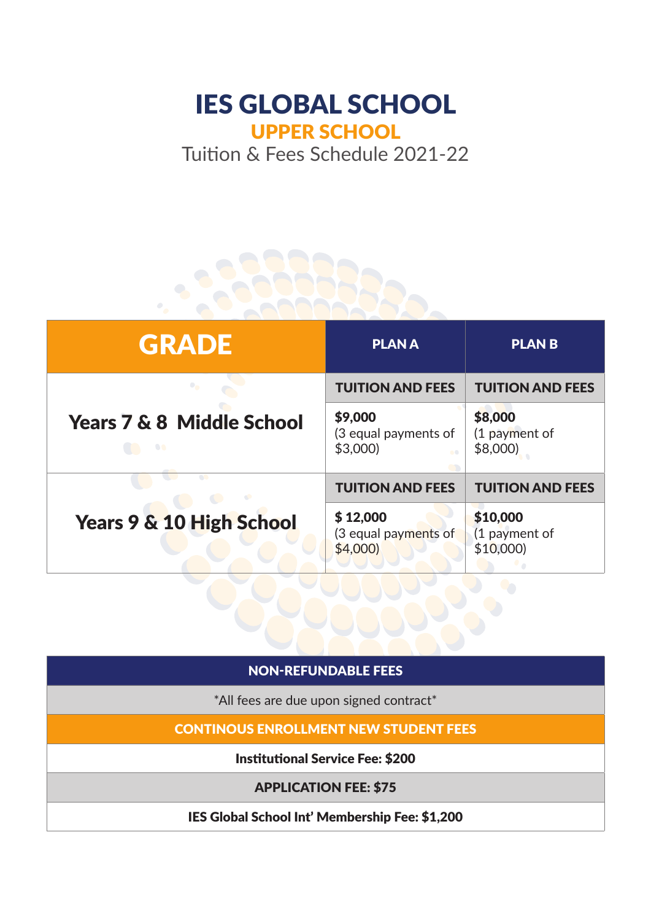# IES GLOBAL SCHOOL

## UPPER SCHOOL

Tuition & Fees Schedule 2021-22

| GRADE | PLAN A | PLAN B |
|---|---|---|
| Years 7 & 8 Middle School | **TUITION AND FEES** | **TUITION AND FEES** |
| | **$9,000** (3 equal payments of $3,000) | **$8,000** (1 payment of $8,000) |
| Years 9 & 10 High School | **TUITION AND FEES** | **TUITION AND FEES** |
| | **$ 12,000** (3 equal payments of $4,000) | **$10,000** (1 payment of $10,000) |

| NON-REFUNDABLE FEES |
|---|
| *All fees are due upon signed contract* |
| CONTINOUS ENROLLMENT NEW STUDENT FEES |
| **Institutional Service Fee: $200** |
| **APPLICATION FEE: $75** |
| **IES Global School Int' Membership Fee: $1,200** |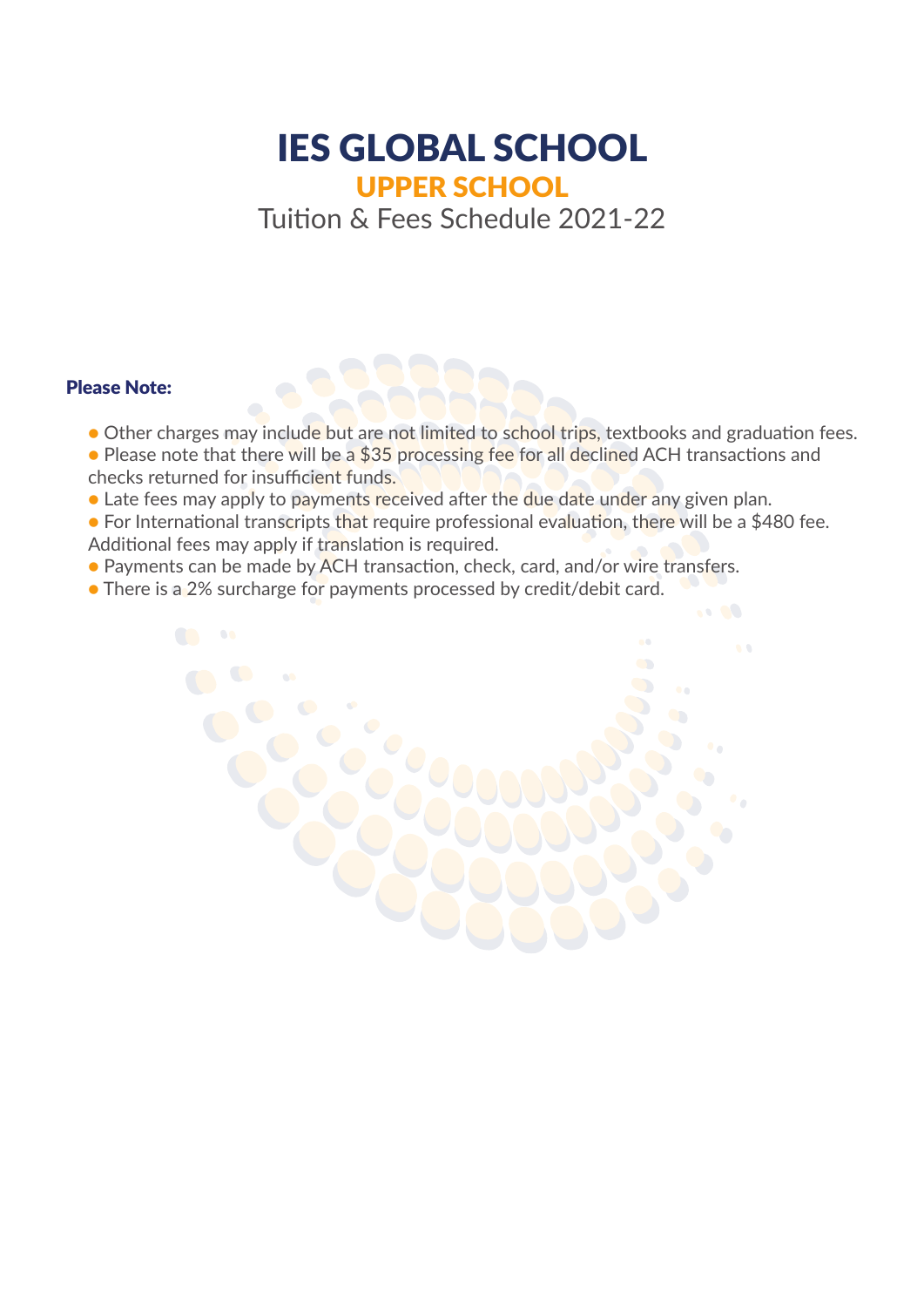# IES GLOBAL SCHOOL

## UPPER SCHOOL

Tuition & Fees Schedule 2021-22

**Please Note:**

- Other charges may include but are not limited to school trips, textbooks and graduation fees.
- Please note that there will be a $35 processing fee for all declined ACH transactions and checks returned for insufficient funds.
- Late fees may apply to payments received after the due date under any given plan.
- For International transcripts that require professional evaluation, there will be a $480 fee. Additional fees may apply if translation is required.
- Payments can be made by ACH transaction, check, card, and/or wire transfers.
- There is a 2% surcharge for payments processed by credit/debit card.